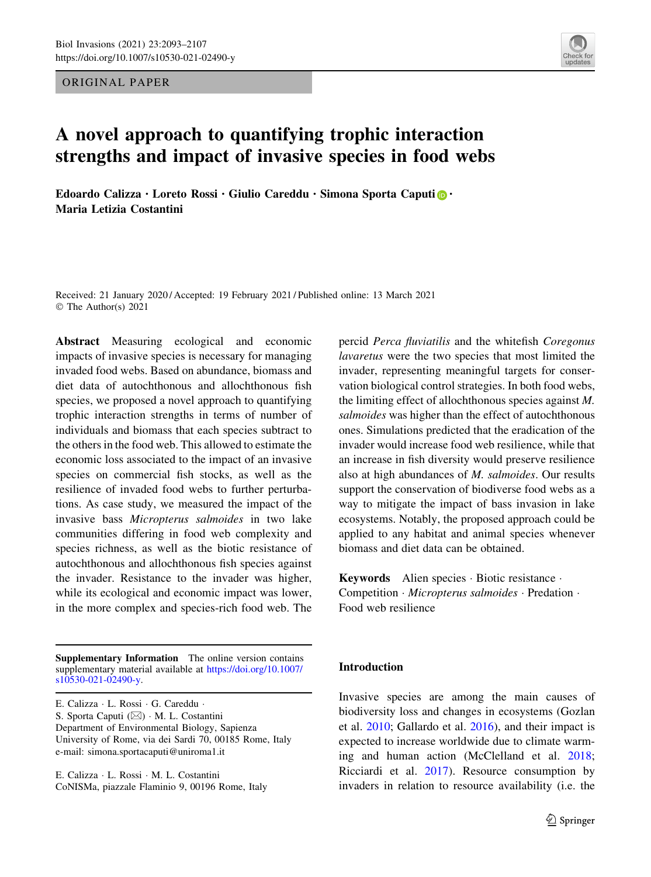ORIGINAL PAPER

# A novel approach to quantifying trophic interaction strengths and impact of invasive species in food webs

**Edoardo Calizza · Loreto Rossi · Giulio Careddu · Simona Sporta Caputi · Maria Letizia Costantini**

Received: 21 January 2020 / Accepted: 19 February 2021 / Published online: 13 March 2021
© The Author(s) 2021

**Abstract** Measuring ecological and economic impacts of invasive species is necessary for managing invaded food webs. Based on abundance, biomass and diet data of autochthonous and allochthonous fish species, we proposed a novel approach to quantifying trophic interaction strengths in terms of number of individuals and biomass that each species subtract to the others in the food web. This allowed to estimate the economic loss associated to the impact of an invasive species on commercial fish stocks, as well as the resilience of invaded food webs to further perturbations. As case study, we measured the impact of the invasive bass *Micropterus salmoides* in two lake communities differing in food web complexity and species richness, as well as the biotic resistance of autochthonous and allochthonous fish species against the invader. Resistance to the invader was higher, while its ecological and economic impact was lower, in the more complex and species-rich food web. The percid *Perca fluviatilis* and the whitefish *Coregonus lavaretus* were the two species that most limited the invader, representing meaningful targets for conservation biological control strategies. In both food webs, the limiting effect of allochthonous species against *M. salmoides* was higher than the effect of autochthonous ones. Simulations predicted that the eradication of the invader would increase food web resilience, while that an increase in fish diversity would preserve resilience also at high abundances of *M. salmoides*. Our results support the conservation of biodiverse food webs as a way to mitigate the impact of bass invasion in lake ecosystems. Notably, the proposed approach could be applied to any habitat and animal species whenever biomass and diet data can be obtained.

**Keywords** Alien species · Biotic resistance · Competition · *Micropterus salmoides* · Predation · Food web resilience

**Supplementary Information** The online version contains supplementary material available at https://doi.org/10.1007/s10530-021-02490-y.

E. Calizza · L. Rossi · G. Careddu · S. Sporta Caputi (✉) · M. L. Costantini
Department of Environmental Biology, Sapienza University of Rome, via dei Sardi 70, 00185 Rome, Italy
e-mail: simona.sportacaputi@uniroma1.it

E. Calizza · L. Rossi · M. L. Costantini
CoNISMa, piazzale Flaminio 9, 00196 Rome, Italy

## Introduction

Invasive species are among the main causes of biodiversity loss and changes in ecosystems (Gozlan et al. 2010; Gallardo et al. 2016), and their impact is expected to increase worldwide due to climate warming and human action (McClelland et al. 2018; Ricciardi et al. 2017). Resource consumption by invaders in relation to resource availability (i.e. the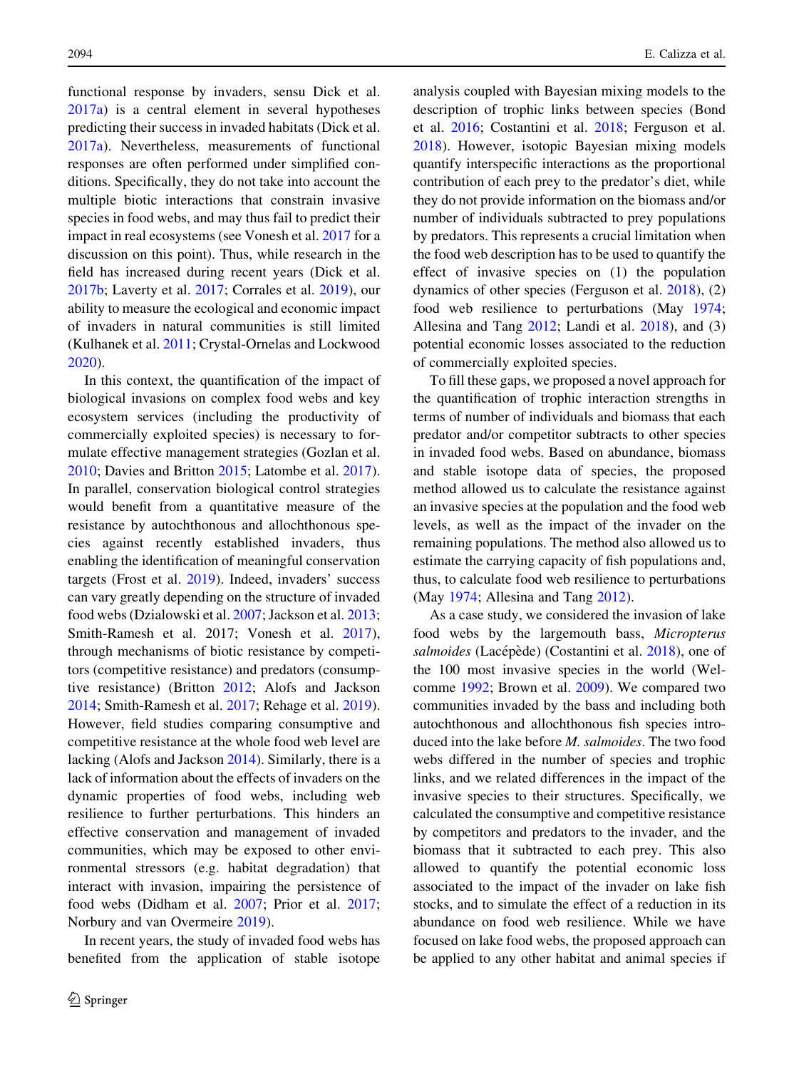functional response by invaders, sensu Dick et al. 2017a) is a central element in several hypotheses predicting their success in invaded habitats (Dick et al. 2017a). Nevertheless, measurements of functional responses are often performed under simplified conditions. Specifically, they do not take into account the multiple biotic interactions that constrain invasive species in food webs, and may thus fail to predict their impact in real ecosystems (see Vonesh et al. 2017 for a discussion on this point). Thus, while research in the field has increased during recent years (Dick et al. 2017b; Laverty et al. 2017; Corrales et al. 2019), our ability to measure the ecological and economic impact of invaders in natural communities is still limited (Kulhanek et al. 2011; Crystal-Ornelas and Lockwood 2020).

In this context, the quantification of the impact of biological invasions on complex food webs and key ecosystem services (including the productivity of commercially exploited species) is necessary to formulate effective management strategies (Gozlan et al. 2010; Davies and Britton 2015; Latombe et al. 2017). In parallel, conservation biological control strategies would benefit from a quantitative measure of the resistance by autochthonous and allochthonous species against recently established invaders, thus enabling the identification of meaningful conservation targets (Frost et al. 2019). Indeed, invaders' success can vary greatly depending on the structure of invaded food webs (Dzialowski et al. 2007; Jackson et al. 2013; Smith-Ramesh et al. 2017; Vonesh et al. 2017), through mechanisms of biotic resistance by competitors (competitive resistance) and predators (consumptive resistance) (Britton 2012; Alofs and Jackson 2014; Smith-Ramesh et al. 2017; Rehage et al. 2019). However, field studies comparing consumptive and competitive resistance at the whole food web level are lacking (Alofs and Jackson 2014). Similarly, there is a lack of information about the effects of invaders on the dynamic properties of food webs, including web resilience to further perturbations. This hinders an effective conservation and management of invaded communities, which may be exposed to other environmental stressors (e.g. habitat degradation) that interact with invasion, impairing the persistence of food webs (Didham et al. 2007; Prior et al. 2017; Norbury and van Overmeire 2019).

In recent years, the study of invaded food webs has benefited from the application of stable isotope analysis coupled with Bayesian mixing models to the description of trophic links between species (Bond et al. 2016; Costantini et al. 2018; Ferguson et al. 2018). However, isotopic Bayesian mixing models quantify interspecific interactions as the proportional contribution of each prey to the predator's diet, while they do not provide information on the biomass and/or number of individuals subtracted to prey populations by predators. This represents a crucial limitation when the food web description has to be used to quantify the effect of invasive species on (1) the population dynamics of other species (Ferguson et al. 2018), (2) food web resilience to perturbations (May 1974; Allesina and Tang 2012; Landi et al. 2018), and (3) potential economic losses associated to the reduction of commercially exploited species.

To fill these gaps, we proposed a novel approach for the quantification of trophic interaction strengths in terms of number of individuals and biomass that each predator and/or competitor subtracts to other species in invaded food webs. Based on abundance, biomass and stable isotope data of species, the proposed method allowed us to calculate the resistance against an invasive species at the population and the food web levels, as well as the impact of the invader on the remaining populations. The method also allowed us to estimate the carrying capacity of fish populations and, thus, to calculate food web resilience to perturbations (May 1974; Allesina and Tang 2012).

As a case study, we considered the invasion of lake food webs by the largemouth bass, *Micropterus salmoides* (Lacépède) (Costantini et al. 2018), one of the 100 most invasive species in the world (Welcomme 1992; Brown et al. 2009). We compared two communities invaded by the bass and including both autochthonous and allochthonous fish species introduced into the lake before *M. salmoides*. The two food webs differed in the number of species and trophic links, and we related differences in the impact of the invasive species to their structures. Specifically, we calculated the consumptive and competitive resistance by competitors and predators to the invader, and the biomass that it subtracted to each prey. This also allowed to quantify the potential economic loss associated to the impact of the invader on lake fish stocks, and to simulate the effect of a reduction in its abundance on food web resilience. While we have focused on lake food webs, the proposed approach can be applied to any other habitat and animal species if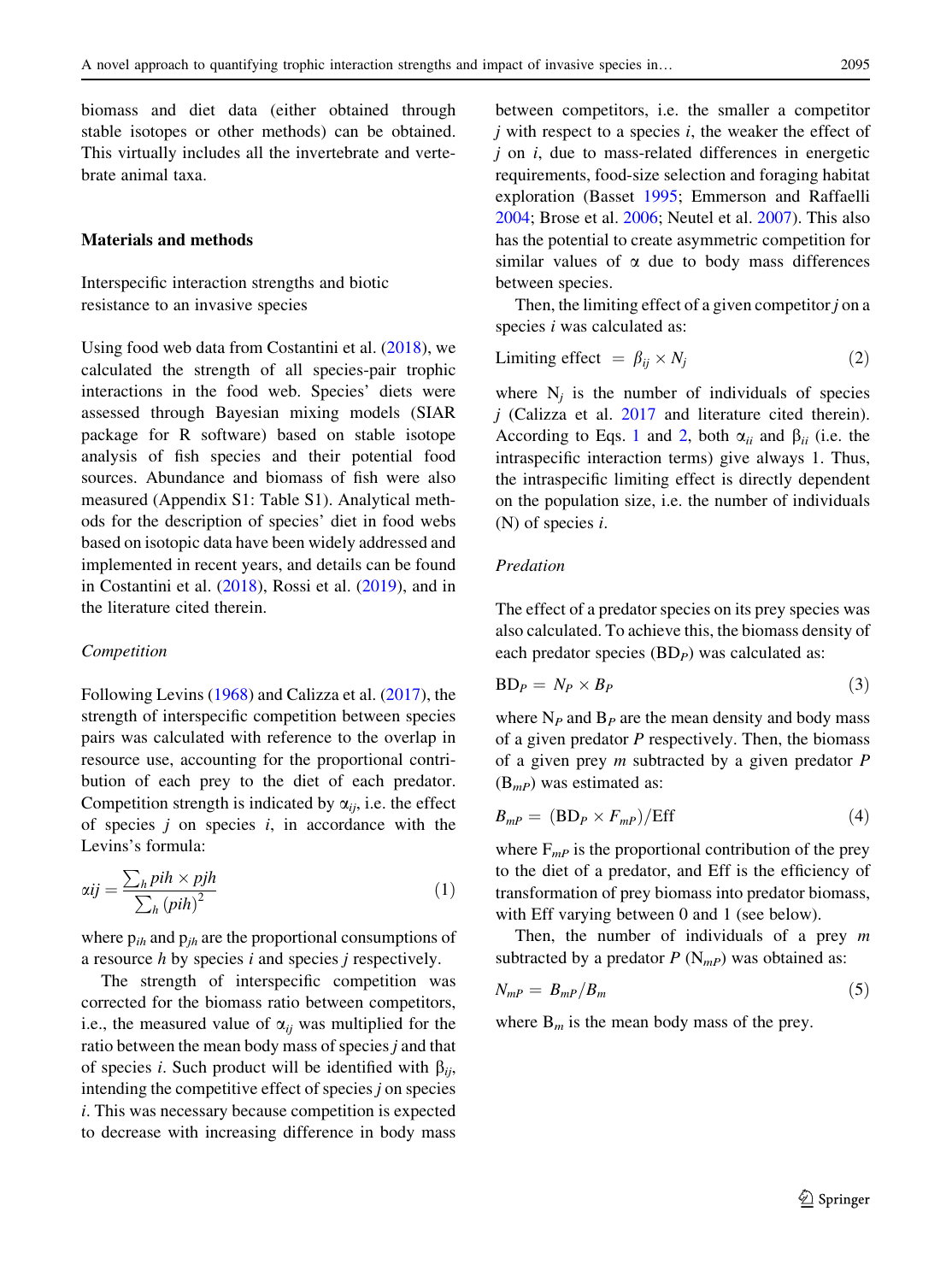biomass and diet data (either obtained through stable isotopes or other methods) can be obtained. This virtually includes all the invertebrate and vertebrate animal taxa.

## Materials and methods

### Interspecific interaction strengths and biotic resistance to an invasive species

Using food web data from Costantini et al. (2018), we calculated the strength of all species-pair trophic interactions in the food web. Species' diets were assessed through Bayesian mixing models (SIAR package for R software) based on stable isotope analysis of fish species and their potential food sources. Abundance and biomass of fish were also measured (Appendix S1: Table S1). Analytical methods for the description of species' diet in food webs based on isotopic data have been widely addressed and implemented in recent years, and details can be found in Costantini et al. (2018), Rossi et al. (2019), and in the literature cited therein.

#### *Competition*

Following Levins (1968) and Calizza et al. (2017), the strength of interspecific competition between species pairs was calculated with reference to the overlap in resource use, accounting for the proportional contribution of each prey to the diet of each predator. Competition strength is indicated by $\alpha_{ij}$, i.e. the effect of species *j* on species *i*, in accordance with the Levins's formula:

$$\alpha ij = \frac{\sum_h pih \times pjh}{\sum_h (pih)^2} \tag{1}$$

where $p_{ih}$ and $p_{jh}$ are the proportional consumptions of a resource *h* by species *i* and species *j* respectively.

The strength of interspecific competition was corrected for the biomass ratio between competitors, i.e., the measured value of $\alpha_{ij}$ was multiplied for the ratio between the mean body mass of species *j* and that of species *i*. Such product will be identified with $\beta_{ij}$, intending the competitive effect of species *j* on species *i*. This was necessary because competition is expected to decrease with increasing difference in body mass between competitors, i.e. the smaller a competitor *j* with respect to a species *i*, the weaker the effect of *j* on *i*, due to mass-related differences in energetic requirements, food-size selection and foraging habitat exploration (Basset 1995; Emmerson and Raffaelli 2004; Brose et al. 2006; Neutel et al. 2007). This also has the potential to create asymmetric competition for similar values of α due to body mass differences between species.

Then, the limiting effect of a given competitor *j* on a species *i* was calculated as:

$$\text{Limiting effect} = \beta_{ij} \times N_j \tag{2}$$

where $N_j$ is the number of individuals of species *j* (Calizza et al. 2017 and literature cited therein). According to Eqs. 1 and 2, both $\alpha_{ii}$ and $\beta_{ii}$ (i.e. the intraspecific interaction terms) give always 1. Thus, the intraspecific limiting effect is directly dependent on the population size, i.e. the number of individuals (N) of species *i*.

#### *Predation*

The effect of a predator species on its prey species was also calculated. To achieve this, the biomass density of each predator species ($BD_P$) was calculated as:

$$BD_P = N_P \times B_P \tag{3}$$

where $N_P$ and $B_P$ are the mean density and body mass of a given predator *P* respectively. Then, the biomass of a given prey *m* subtracted by a given predator *P* ($B_{mP}$) was estimated as:

$$B_{mP} = (BD_P \times F_{mP})/\text{Eff} \tag{4}$$

where $F_{mP}$ is the proportional contribution of the prey to the diet of a predator, and Eff is the efficiency of transformation of prey biomass into predator biomass, with Eff varying between 0 and 1 (see below).

Then, the number of individuals of a prey *m* subtracted by a predator *P* ($N_{mP}$) was obtained as:

$$N_{mP} = B_{mP}/B_m \tag{5}$$

where $B_m$ is the mean body mass of the prey.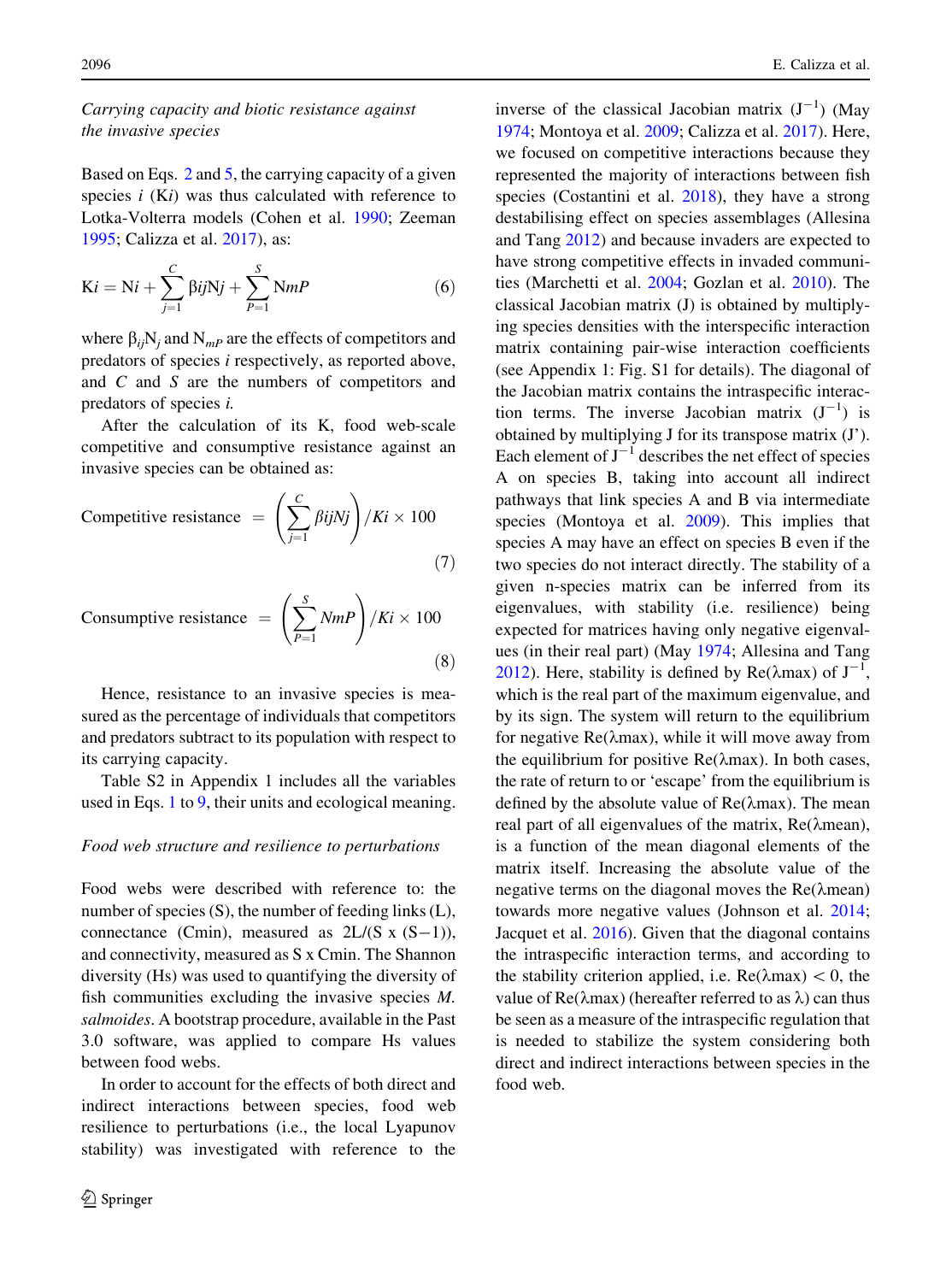*Carrying capacity and biotic resistance against the invasive species*

Based on Eqs. 2 and 5, the carrying capacity of a given species *i* ($Ki$) was thus calculated with reference to Lotka-Volterra models (Cohen et al. 1990; Zeeman 1995; Calizza et al. 2017), as:

$$Ki = Ni + \sum_{j=1}^{C} \beta ijNj + \sum_{P=1}^{S} NmP \tag{6}$$

where $\beta_{ij}N_j$ and $N_{mP}$ are the effects of competitors and predators of species *i* respectively, as reported above, and *C* and *S* are the numbers of competitors and predators of species *i*.

After the calculation of its K, food web-scale competitive and consumptive resistance against an invasive species can be obtained as:

$$\text{Competitive resistance} = \left(\sum_{j=1}^{C} \beta ijNj\right) / Ki \times 100 \tag{7}$$

$$\text{Consumptive resistance} = \left(\sum_{P=1}^{S} NmP\right) / Ki \times 100 \tag{8}$$

Hence, resistance to an invasive species is measured as the percentage of individuals that competitors and predators subtract to its population with respect to its carrying capacity.

Table S2 in Appendix 1 includes all the variables used in Eqs. 1 to 9, their units and ecological meaning.

*Food web structure and resilience to perturbations*

Food webs were described with reference to: the number of species (S), the number of feeding links (L), connectance (Cmin), measured as $2L/(S \times (S-1))$, and connectivity, measured as S x Cmin. The Shannon diversity (Hs) was used to quantifying the diversity of fish communities excluding the invasive species *M. salmoides*. A bootstrap procedure, available in the Past 3.0 software, was applied to compare Hs values between food webs.

In order to account for the effects of both direct and indirect interactions between species, food web resilience to perturbations (i.e., the local Lyapunov stability) was investigated with reference to the inverse of the classical Jacobian matrix ($J^{-1}$) (May 1974; Montoya et al. 2009; Calizza et al. 2017). Here, we focused on competitive interactions because they represented the majority of interactions between fish species (Costantini et al. 2018), they have a strong destabilising effect on species assemblages (Allesina and Tang 2012) and because invaders are expected to have strong competitive effects in invaded communities (Marchetti et al. 2004; Gozlan et al. 2010). The classical Jacobian matrix (J) is obtained by multiplying species densities with the interspecific interaction matrix containing pair-wise interaction coefficients (see Appendix 1: Fig. S1 for details). The diagonal of the Jacobian matrix contains the intraspecific interaction terms. The inverse Jacobian matrix ($J^{-1}$) is obtained by multiplying J for its transpose matrix (J'). Each element of $J^{-1}$ describes the net effect of species A on species B, taking into account all indirect pathways that link species A and B via intermediate species (Montoya et al. 2009). This implies that species A may have an effect on species B even if the two species do not interact directly. The stability of a given n-species matrix can be inferred from its eigenvalues, with stability (i.e. resilience) being expected for matrices having only negative eigenvalues (in their real part) (May 1974; Allesina and Tang 2012). Here, stability is defined by Re($\lambda$max) of $J^{-1}$, which is the real part of the maximum eigenvalue, and by its sign. The system will return to the equilibrium for negative Re($\lambda$max), while it will move away from the equilibrium for positive Re($\lambda$max). In both cases, the rate of return to or 'escape' from the equilibrium is defined by the absolute value of Re($\lambda$max). The mean real part of all eigenvalues of the matrix, Re($\lambda$mean), is a function of the mean diagonal elements of the matrix itself. Increasing the absolute value of the negative terms on the diagonal moves the Re($\lambda$mean) towards more negative values (Johnson et al. 2014; Jacquet et al. 2016). Given that the diagonal contains the intraspecific interaction terms, and according to the stability criterion applied, i.e. Re($\lambda$max) $< 0$, the value of Re($\lambda$max) (hereafter referred to as $\lambda$) can thus be seen as a measure of the intraspecific regulation that is needed to stabilize the system considering both direct and indirect interactions between species in the food web.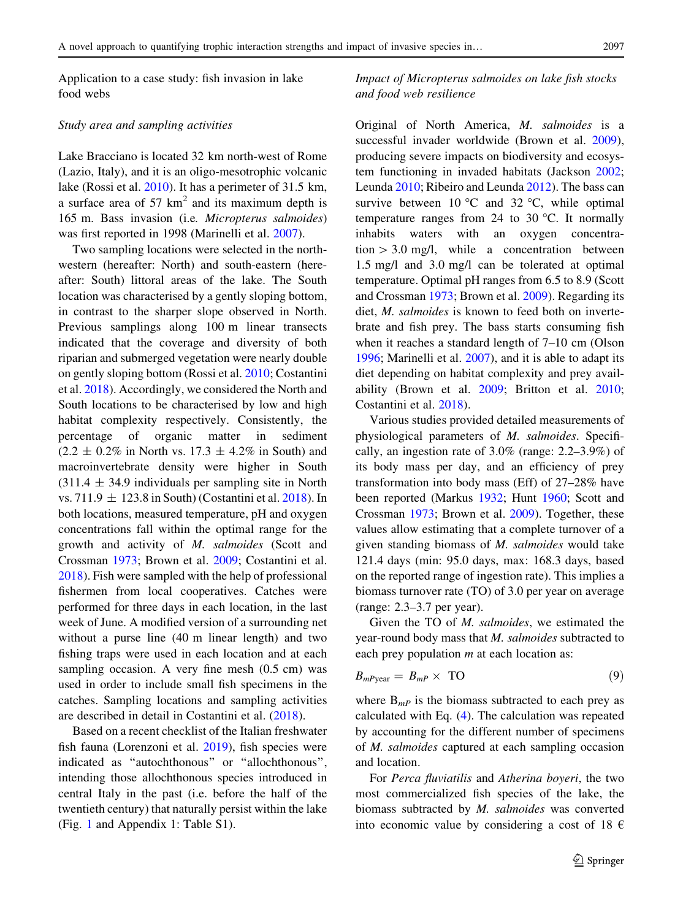### Application to a case study: fish invasion in lake food webs

#### *Study area and sampling activities*

Lake Bracciano is located 32 km north-west of Rome (Lazio, Italy), and it is an oligo-mesotrophic volcanic lake (Rossi et al. 2010). It has a perimeter of 31.5 km, a surface area of 57 $km^2$ and its maximum depth is 165 m. Bass invasion (i.e. *Micropterus salmoides*) was first reported in 1998 (Marinelli et al. 2007).

Two sampling locations were selected in the north-western (hereafter: North) and south-eastern (hereafter: South) littoral areas of the lake. The South location was characterised by a gently sloping bottom, in contrast to the sharper slope observed in North. Previous samplings along 100 m linear transects indicated that the coverage and diversity of both riparian and submerged vegetation were nearly double on gently sloping bottom (Rossi et al. 2010; Costantini et al. 2018). Accordingly, we considered the North and South locations to be characterised by low and high habitat complexity respectively. Consistently, the percentage of organic matter in sediment ($2.2 \pm 0.2\%$ in North vs. $17.3 \pm 4.2\%$ in South) and macroinvertebrate density were higher in South ($311.4 \pm 34.9$ individuals per sampling site in North vs. $711.9 \pm 123.8$ in South) (Costantini et al. 2018). In both locations, measured temperature, pH and oxygen concentrations fall within the optimal range for the growth and activity of *M. salmoides* (Scott and Crossman 1973; Brown et al. 2009; Costantini et al. 2018). Fish were sampled with the help of professional fishermen from local cooperatives. Catches were performed for three days in each location, in the last week of June. A modified version of a surrounding net without a purse line (40 m linear length) and two fishing traps were used in each location and at each sampling occasion. A very fine mesh (0.5 cm) was used in order to include small fish specimens in the catches. Sampling locations and sampling activities are described in detail in Costantini et al. (2018).

Based on a recent checklist of the Italian freshwater fish fauna (Lorenzoni et al. 2019), fish species were indicated as "autochthonous" or "allochthonous", intending those allochthonous species introduced in central Italy in the past (i.e. before the half of the twentieth century) that naturally persist within the lake (Fig. 1 and Appendix 1: Table S1).

#### *Impact of Micropterus salmoides on lake fish stocks and food web resilience*

Original of North America, *M. salmoides* is a successful invader worldwide (Brown et al. 2009), producing severe impacts on biodiversity and ecosystem functioning in invaded habitats (Jackson 2002; Leunda 2010; Ribeiro and Leunda 2012). The bass can survive between 10 °C and 32 °C, while optimal temperature ranges from 24 to 30 °C. It normally inhabits waters with an oxygen concentration > 3.0 mg/l, while a concentration between 1.5 mg/l and 3.0 mg/l can be tolerated at optimal temperature. Optimal pH ranges from 6.5 to 8.9 (Scott and Crossman 1973; Brown et al. 2009). Regarding its diet, *M. salmoides* is known to feed both on invertebrate and fish prey. The bass starts consuming fish when it reaches a standard length of 7–10 cm (Olson 1996; Marinelli et al. 2007), and it is able to adapt its diet depending on habitat complexity and prey availability (Brown et al. 2009; Britton et al. 2010; Costantini et al. 2018).

Various studies provided detailed measurements of physiological parameters of *M. salmoides*. Specifically, an ingestion rate of 3.0% (range: 2.2–3.9%) of its body mass per day, and an efficiency of prey transformation into body mass (Eff) of 27–28% have been reported (Markus 1932; Hunt 1960; Scott and Crossman 1973; Brown et al. 2009). Together, these values allow estimating that a complete turnover of a given standing biomass of *M. salmoides* would take 121.4 days (min: 95.0 days, max: 168.3 days, based on the reported range of ingestion rate). This implies a biomass turnover rate (TO) of 3.0 per year on average (range: 2.3–3.7 per year).

Given the TO of *M. salmoides*, we estimated the year-round body mass that *M. salmoides* subtracted to each prey population *m* at each location as:

$$B_{mP\text{year}} = B_{mP} \times \text{TO} \tag{9}$$

where $B_{mP}$ is the biomass subtracted to each prey as calculated with Eq. (4). The calculation was repeated by accounting for the different number of specimens of *M. salmoides* captured at each sampling occasion and location.

For *Perca fluviatilis* and *Atherina boyeri*, the two most commercialized fish species of the lake, the biomass subtracted by *M. salmoides* was converted into economic value by considering a cost of 18 €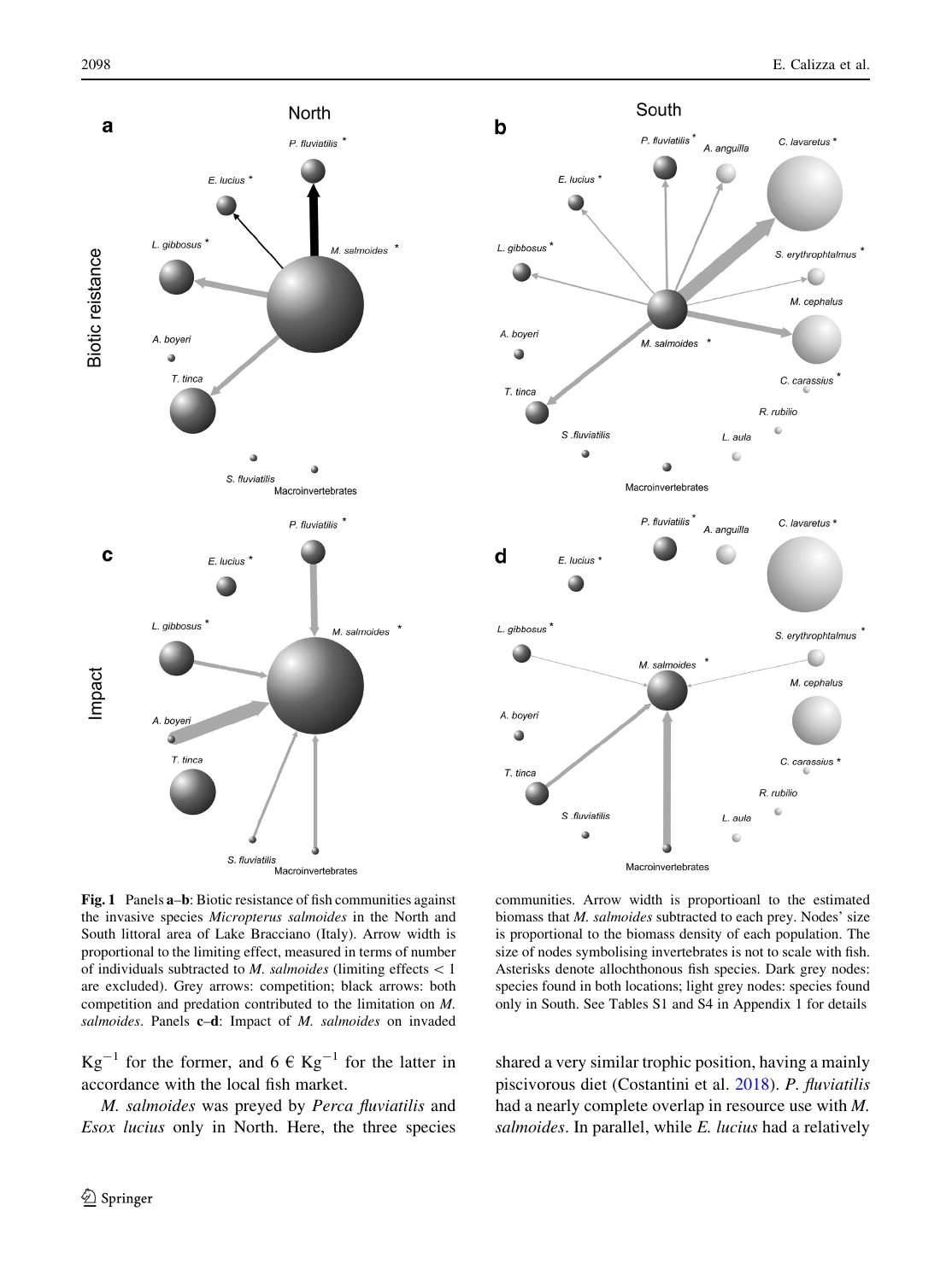**Fig. 1** Panels **a–b**: Biotic resistance of fish communities against the invasive species *Micropterus salmoides* in the North and South littoral area of Lake Bracciano (Italy). Arrow width is proportional to the limiting effect, measured in terms of number of individuals subtracted to *M. salmoides* (limiting effects < 1 are excluded). Grey arrows: competition; black arrows: both competition and predation contributed to the limitation on *M. salmoides*. Panels **c–d**: Impact of *M. salmoides* on invaded communities. Arrow width is proportioanl to the estimated biomass that *M. salmoides* subtracted to each prey. Nodes' size is proportional to the biomass density of each population. The size of nodes symbolising invertebrates is not to scale with fish. Asterisks denote allochthonous fish species. Dark grey nodes: species found in both locations; light grey nodes: species found only in South. See Tables S1 and S4 in Appendix 1 for details

$Kg^{-1}$ for the former, and 6 € $Kg^{-1}$ for the latter in accordance with the local fish market.

*M. salmoides* was preyed by *Perca fluviatilis* and *Esox lucius* only in North. Here, the three species shared a very similar trophic position, having a mainly piscivorous diet (Costantini et al. 2018). *P. fluviatilis* had a nearly complete overlap in resource use with *M. salmoides*. In parallel, while *E. lucius* had a relatively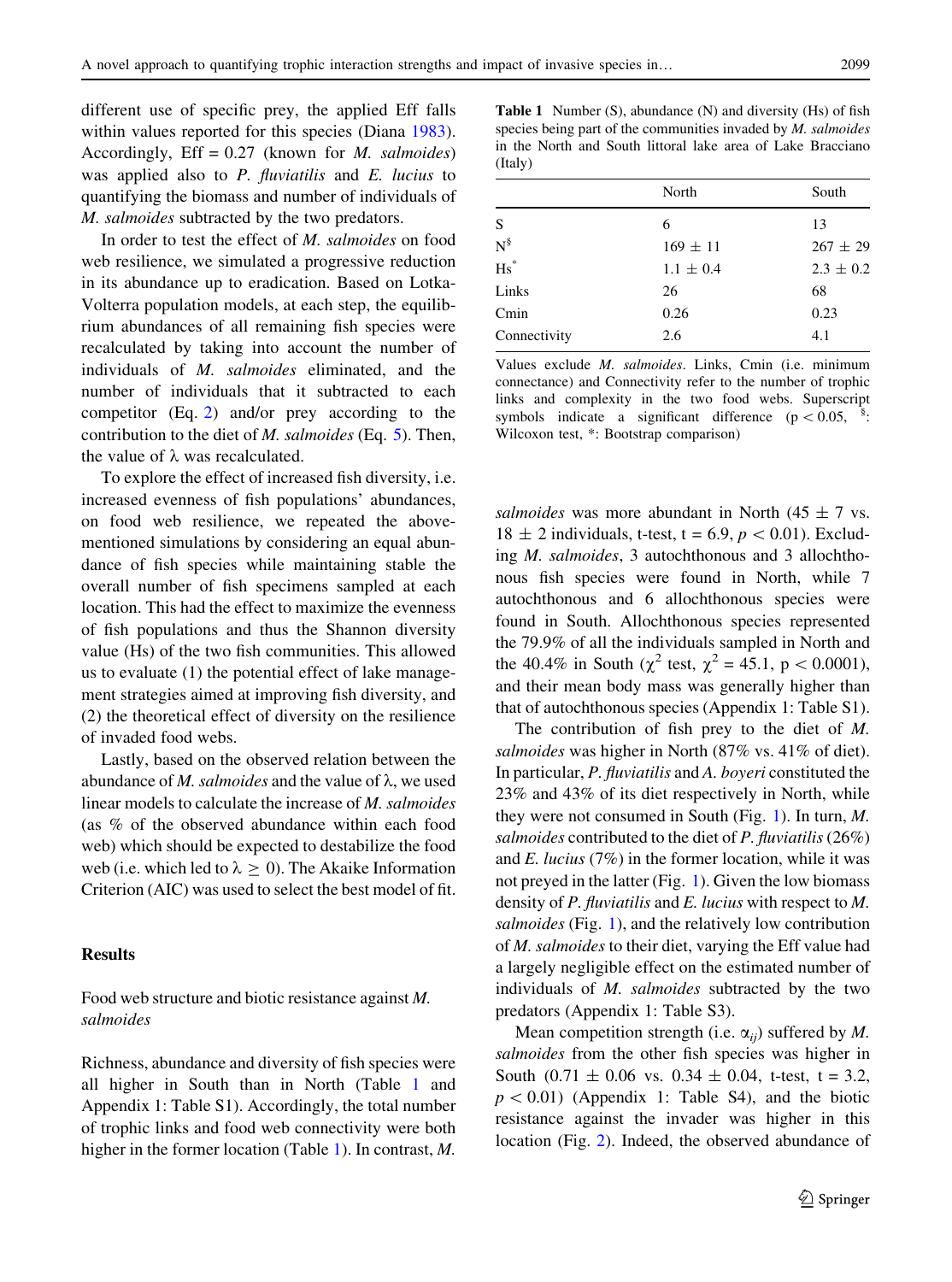different use of specific prey, the applied Eff falls within values reported for this species (Diana 1983). Accordingly, Eff = 0.27 (known for *M. salmoides*) was applied also to *P. fluviatilis* and *E. lucius* to quantifying the biomass and number of individuals of *M. salmoides* subtracted by the two predators.

In order to test the effect of *M. salmoides* on food web resilience, we simulated a progressive reduction in its abundance up to eradication. Based on Lotka-Volterra population models, at each step, the equilibrium abundances of all remaining fish species were recalculated by taking into account the number of individuals of *M. salmoides* eliminated, and the number of individuals that it subtracted to each competitor (Eq. 2) and/or prey according to the contribution to the diet of *M. salmoides* (Eq. 5). Then, the value of λ was recalculated.

To explore the effect of increased fish diversity, i.e. increased evenness of fish populations' abundances, on food web resilience, we repeated the abovementioned simulations by considering an equal abundance of fish species while maintaining stable the overall number of fish specimens sampled at each location. This had the effect to maximize the evenness of fish populations and thus the Shannon diversity value (Hs) of the two fish communities. This allowed us to evaluate (1) the potential effect of lake management strategies aimed at improving fish diversity, and (2) the theoretical effect of diversity on the resilience of invaded food webs.

Lastly, based on the observed relation between the abundance of *M. salmoides* and the value of λ, we used linear models to calculate the increase of *M. salmoides* (as % of the observed abundance within each food web) which should be expected to destabilize the food web (i.e. which led to $\lambda \geq 0$). The Akaike Information Criterion (AIC) was used to select the best model of fit.

## Results

### Food web structure and biotic resistance against *M. salmoides*

Richness, abundance and diversity of fish species were all higher in South than in North (Table 1 and Appendix 1: Table S1). Accordingly, the total number of trophic links and food web connectivity were both higher in the former location (Table 1). In contrast, *M. salmoides* was more abundant in North (45 ± 7 vs. 18 ± 2 individuals, t-test, t = 6.9, $p < 0.01$). Excluding *M. salmoides*, 3 autochthonous and 3 allochthonous fish species were found in North, while 7 autochthonous and 6 allochthonous species were found in South. Allochthonous species represented the 79.9% of all the individuals sampled in North and the 40.4% in South ($\chi^2$ test, $\chi^2 = 45.1$, $p < 0.0001$), and their mean body mass was generally higher than that of autochthonous species (Appendix 1: Table S1).

**Table 1** Number (S), abundance (N) and diversity (Hs) of fish species being part of the communities invaded by *M. salmoides* in the North and South littoral lake area of Lake Bracciano (Italy)

| | North | South |
|---|---|---|
| S | 6 | 13 |
| N[§] | 169 ± 11 | 267 ± 29 |
| Hs[*] | 1.1 ± 0.4 | 2.3 ± 0.2 |
| Links | 26 | 68 |
| Cmin | 0.26 | 0.23 |
| Connectivity | 2.6 | 4.1 |

Values exclude *M. salmoides*. Links, Cmin (i.e. minimum connectance) and Connectivity refer to the number of trophic links and complexity in the two food webs. Superscript symbols indicate a significant difference ($p < 0.05$, §: Wilcoxon test, *: Bootstrap comparison)

The contribution of fish prey to the diet of *M. salmoides* was higher in North (87% vs. 41% of diet). In particular, *P. fluviatilis* and *A. boyeri* constituted the 23% and 43% of its diet respectively in North, while they were not consumed in South (Fig. 1). In turn, *M. salmoides* contributed to the diet of *P. fluviatilis* (26%) and *E. lucius* (7%) in the former location, while it was not preyed in the latter (Fig. 1). Given the low biomass density of *P. fluviatilis* and *E. lucius* with respect to *M. salmoides* (Fig. 1), and the relatively low contribution of *M. salmoides* to their diet, varying the Eff value had a largely negligible effect on the estimated number of individuals of *M. salmoides* subtracted by the two predators (Appendix 1: Table S3).

Mean competition strength (i.e. $\alpha_{ij}$) suffered by *M. salmoides* from the other fish species was higher in South (0.71 ± 0.06 vs. 0.34 ± 0.04, t-test, t = 3.2, $p < 0.01$) (Appendix 1: Table S4), and the biotic resistance against the invader was higher in this location (Fig. 2). Indeed, the observed abundance of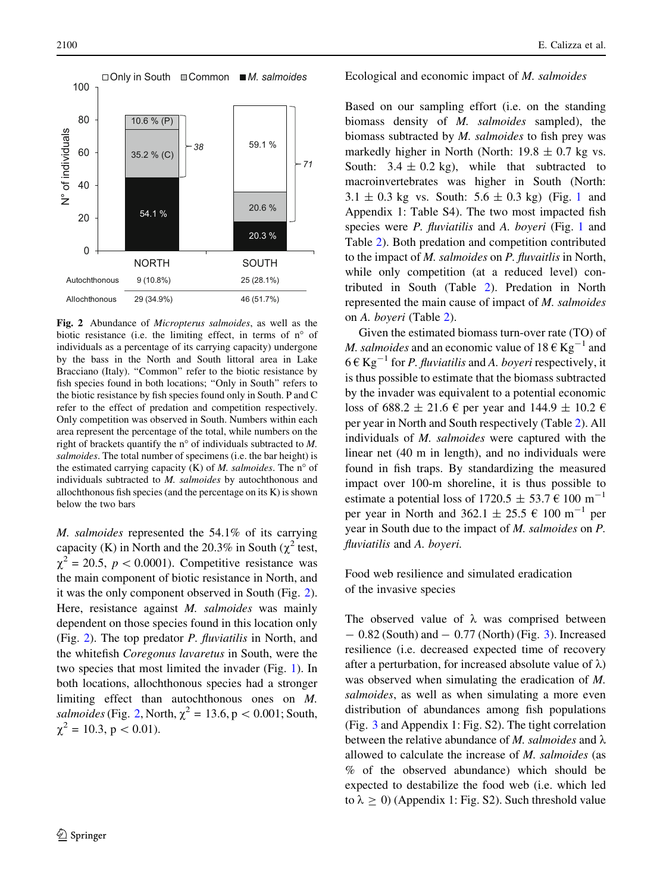**Fig. 2** Abundance of *Micropterus salmoides*, as well as the biotic resistance (i.e. the limiting effect, in terms of n° of individuals as a percentage of its carrying capacity) undergone by the bass in the North and South littoral area in Lake Bracciano (Italy). "Common" refer to the biotic resistance by fish species found in both locations; "Only in South" refers to the biotic resistance by fish species found only in South. P and C refer to the effect of predation and competition respectively. Only competition was observed in South. Numbers within each area represent the percentage of the total, while numbers on the right of brackets quantify the n° of individuals subtracted to *M. salmoides*. The total number of specimens (i.e. the bar height) is the estimated carrying capacity (K) of *M. salmoides*. The n° of individuals subtracted to *M. salmoides* by autochthonous and allochthonous fish species (and the percentage on its K) is shown below the two bars

*M. salmoides* represented the 54.1% of its carrying capacity (K) in North and the 20.3% in South ($\chi^2$ test, $\chi^2 = 20.5$, $p < 0.0001$). Competitive resistance was the main component of biotic resistance in North, and it was the only component observed in South (Fig. 2). Here, resistance against *M. salmoides* was mainly dependent on those species found in this location only (Fig. 2). The top predator *P. fluviatilis* in North, and the whitefish *Coregonus lavaretus* in South, were the two species that most limited the invader (Fig. 1). In both locations, allochthonous species had a stronger limiting effect than autochthonous ones on *M. salmoides* (Fig. 2, North, $\chi^2 = 13.6$, $p < 0.001$; South, $\chi^2 = 10.3$, $p < 0.01$).

## Ecological and economic impact of *M. salmoides*

Based on our sampling effort (i.e. on the standing biomass density of *M. salmoides* sampled), the biomass subtracted by *M. salmoides* to fish prey was markedly higher in North (North: 19.8 ± 0.7 kg vs. South: 3.4 ± 0.2 kg), while that subtracted to macroinvertebrates was higher in South (North: 3.1 ± 0.3 kg vs. South: 5.6 ± 0.3 kg) (Fig. 1 and Appendix 1: Table S4). The two most impacted fish species were *P. fluviatilis* and *A. boyeri* (Fig. 1 and Table 2). Both predation and competition contributed to the impact of *M. salmoides* on *P. fluvaitlis* in North, while only competition (at a reduced level) contributed in South (Table 2). Predation in North represented the main cause of impact of *M. salmoides* on *A. boyeri* (Table 2).

Given the estimated biomass turn-over rate (TO) of *M. salmoides* and an economic value of 18 € $\text{Kg}^{-1}$ and 6 € $\text{Kg}^{-1}$ for *P. fluviatilis* and *A. boyeri* respectively, it is thus possible to estimate that the biomass subtracted by the invader was equivalent to a potential economic loss of 688.2 ± 21.6 € per year and 144.9 ± 10.2 € per year in North and South respectively (Table 2). All individuals of *M. salmoides* were captured with the linear net (40 m in length), and no individuals were found in fish traps. By standardizing the measured impact over 100-m shoreline, it is thus possible to estimate a potential loss of 1720.5 ± 53.7 € 100 $\text{m}^{-1}$ per year in North and 362.1 ± 25.5 € 100 $\text{m}^{-1}$ per year in South due to the impact of *M. salmoides* on *P. fluviatilis* and *A. boyeri.*

## Food web resilience and simulated eradication of the invasive species

The observed value of $\lambda$ was comprised between − 0.82 (South) and − 0.77 (North) (Fig. 3). Increased resilience (i.e. decreased expected time of recovery after a perturbation, for increased absolute value of $\lambda$) was observed when simulating the eradication of *M. salmoides*, as well as when simulating a more even distribution of abundances among fish populations (Fig. 3 and Appendix 1: Fig. S2). The tight correlation between the relative abundance of *M. salmoides* and $\lambda$ allowed to calculate the increase of *M. salmoides* (as % of the observed abundance) which should be expected to destabilize the food web (i.e. which led to $\lambda \geq 0$) (Appendix 1: Fig. S2). Such threshold value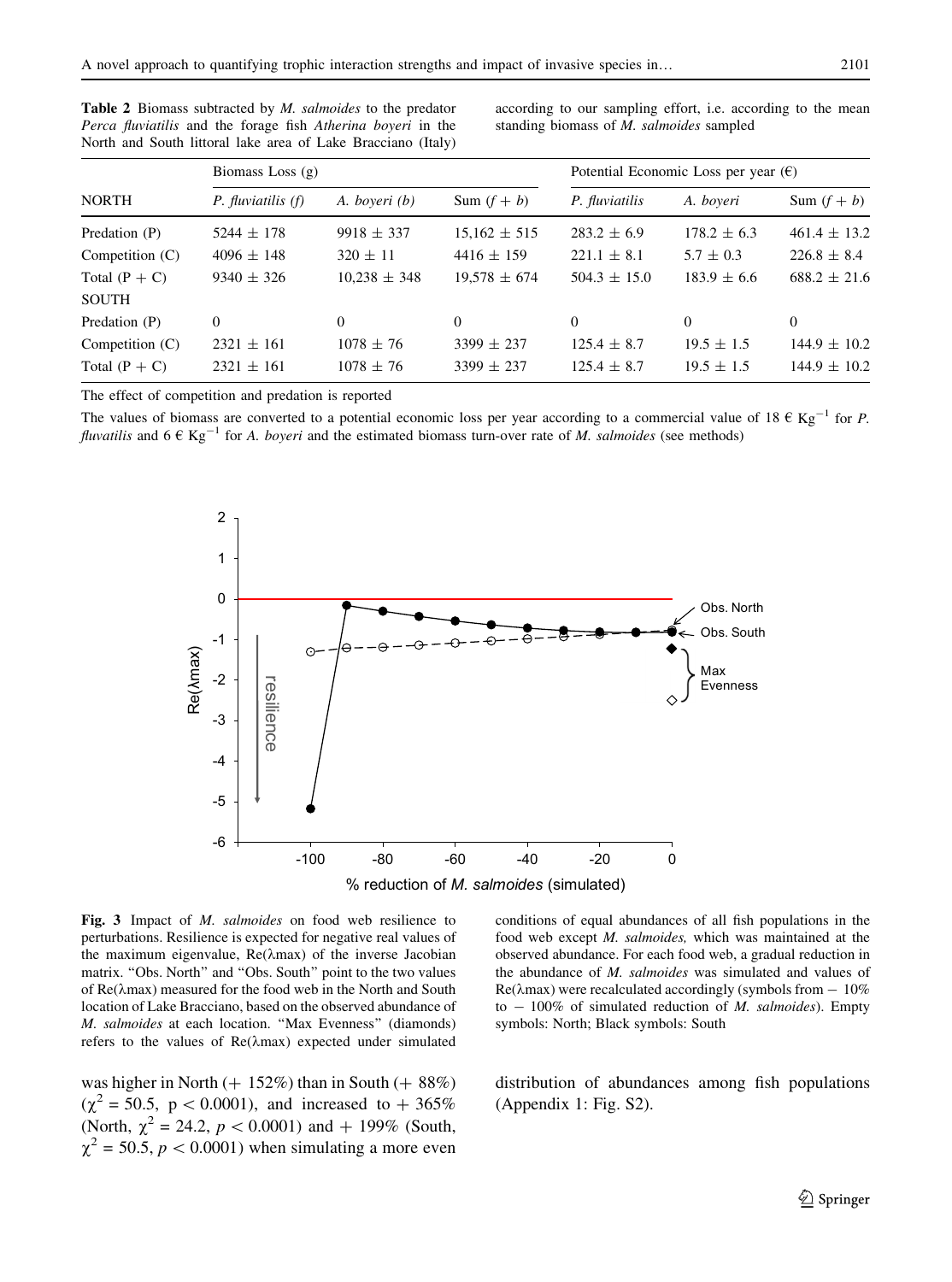**Table 2** Biomass subtracted by *M. salmoides* to the predator *Perca fluviatilis* and the forage fish *Atherina boyeri* in the North and South littoral lake area of Lake Bracciano (Italy) according to our sampling effort, i.e. according to the mean standing biomass of *M. salmoides* sampled

| | Biomass Loss (g) | | | Potential Economic Loss per year (€) | | |
|---|---|---|---|---|---|---|
| NORTH | *P. fluviatilis (f)* | *A. boyeri (b)* | Sum $(f + b)$ | *P. fluviatilis* | *A. boyeri* | Sum $(f + b)$ |
| Predation (P) | $5244 \pm 178$ | $9918 \pm 337$ | $15{,}162 \pm 515$ | $283.2 \pm 6.9$ | $178.2 \pm 6.3$ | $461.4 \pm 13.2$ |
| Competition (C) | $4096 \pm 148$ | $320 \pm 11$ | $4416 \pm 159$ | $221.1 \pm 8.1$ | $5.7 \pm 0.3$ | $226.8 \pm 8.4$ |
| Total (P + C) | $9340 \pm 326$ | $10{,}238 \pm 348$ | $19{,}578 \pm 674$ | $504.3 \pm 15.0$ | $183.9 \pm 6.6$ | $688.2 \pm 21.6$ |
| SOUTH | | | | | | |
| Predation (P) | 0 | 0 | 0 | 0 | 0 | 0 |
| Competition (C) | $2321 \pm 161$ | $1078 \pm 76$ | $3399 \pm 237$ | $125.4 \pm 8.7$ | $19.5 \pm 1.5$ | $144.9 \pm 10.2$ |
| Total (P + C) | $2321 \pm 161$ | $1078 \pm 76$ | $3399 \pm 237$ | $125.4 \pm 8.7$ | $19.5 \pm 1.5$ | $144.9 \pm 10.2$ |

The effect of competition and predation is reported

The values of biomass are converted to a potential economic loss per year according to a commercial value of 18 € $Kg^{-1}$ for *P. fluvatilis* and 6 € $Kg^{-1}$ for *A. boyeri* and the estimated biomass turn-over rate of *M. salmoides* (see methods)

**Fig. 3** Impact of *M. salmoides* on food web resilience to perturbations. Resilience is expected for negative real values of the maximum eigenvalue, Re(λmax) of the inverse Jacobian matrix. "Obs. North" and "Obs. South" point to the two values of Re(λmax) measured for the food web in the North and South location of Lake Bracciano, based on the observed abundance of *M. salmoides* at each location. "Max Evenness" (diamonds) refers to the values of Re(λmax) expected under simulated conditions of equal abundances of all fish populations in the food web except *M. salmoides,* which was maintained at the observed abundance. For each food web, a gradual reduction in the abundance of *M. salmoides* was simulated and values of Re(λmax) were recalculated accordingly (symbols from − 10% to − 100% of simulated reduction of *M. salmoides*). Empty symbols: North; Black symbols: South

was higher in North (+ 152%) than in South (+ 88%) ($\chi^2 = 50.5$, $p < 0.0001$), and increased to + 365% (North, $\chi^2 = 24.2$, $p < 0.0001$) and + 199% (South, $\chi^2 = 50.5$, $p < 0.0001$) when simulating a more even distribution of abundances among fish populations (Appendix 1: Fig. S2).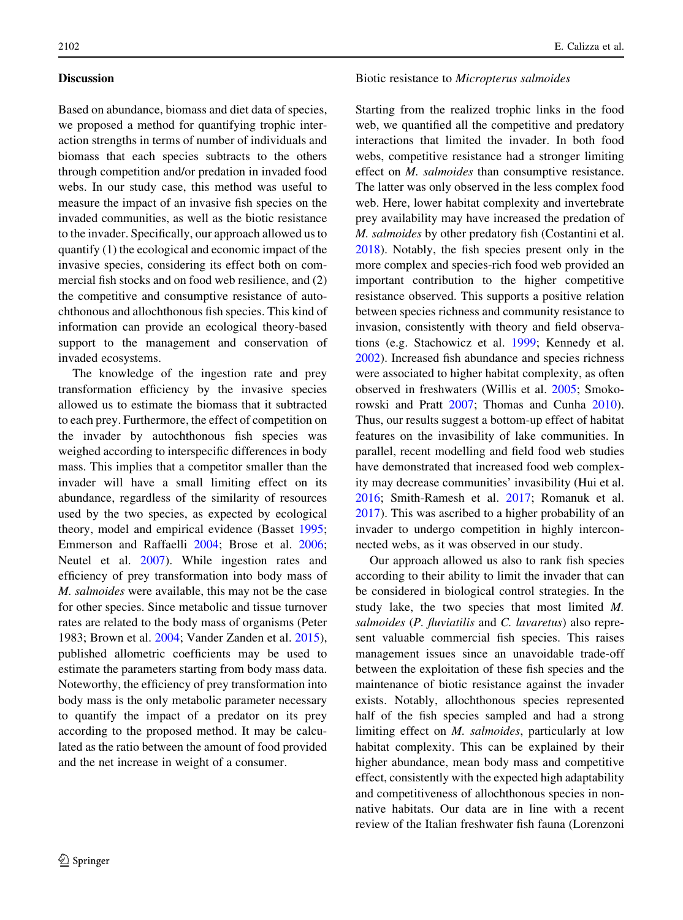## Discussion

Based on abundance, biomass and diet data of species, we proposed a method for quantifying trophic interaction strengths in terms of number of individuals and biomass that each species subtracts to the others through competition and/or predation in invaded food webs. In our study case, this method was useful to measure the impact of an invasive fish species on the invaded communities, as well as the biotic resistance to the invader. Specifically, our approach allowed us to quantify (1) the ecological and economic impact of the invasive species, considering its effect both on commercial fish stocks and on food web resilience, and (2) the competitive and consumptive resistance of autochthonous and allochthonous fish species. This kind of information can provide an ecological theory-based support to the management and conservation of invaded ecosystems.

The knowledge of the ingestion rate and prey transformation efficiency by the invasive species allowed us to estimate the biomass that it subtracted to each prey. Furthermore, the effect of competition on the invader by autochthonous fish species was weighed according to interspecific differences in body mass. This implies that a competitor smaller than the invader will have a small limiting effect on its abundance, regardless of the similarity of resources used by the two species, as expected by ecological theory, model and empirical evidence (Basset 1995; Emmerson and Raffaelli 2004; Brose et al. 2006; Neutel et al. 2007). While ingestion rates and efficiency of prey transformation into body mass of *M. salmoides* were available, this may not be the case for other species. Since metabolic and tissue turnover rates are related to the body mass of organisms (Peter 1983; Brown et al. 2004; Vander Zanden et al. 2015), published allometric coefficients may be used to estimate the parameters starting from body mass data. Noteworthy, the efficiency of prey transformation into body mass is the only metabolic parameter necessary to quantify the impact of a predator on its prey according to the proposed method. It may be calculated as the ratio between the amount of food provided and the net increase in weight of a consumer.

### Biotic resistance to *Micropterus salmoides*

Starting from the realized trophic links in the food web, we quantified all the competitive and predatory interactions that limited the invader. In both food webs, competitive resistance had a stronger limiting effect on *M. salmoides* than consumptive resistance. The latter was only observed in the less complex food web. Here, lower habitat complexity and invertebrate prey availability may have increased the predation of *M. salmoides* by other predatory fish (Costantini et al. 2018). Notably, the fish species present only in the more complex and species-rich food web provided an important contribution to the higher competitive resistance observed. This supports a positive relation between species richness and community resistance to invasion, consistently with theory and field observations (e.g. Stachowicz et al. 1999; Kennedy et al. 2002). Increased fish abundance and species richness were associated to higher habitat complexity, as often observed in freshwaters (Willis et al. 2005; Smokorowski and Pratt 2007; Thomas and Cunha 2010). Thus, our results suggest a bottom-up effect of habitat features on the invasibility of lake communities. In parallel, recent modelling and field food web studies have demonstrated that increased food web complexity may decrease communities' invasibility (Hui et al. 2016; Smith-Ramesh et al. 2017; Romanuk et al. 2017). This was ascribed to a higher probability of an invader to undergo competition in highly interconnected webs, as it was observed in our study.

Our approach allowed us also to rank fish species according to their ability to limit the invader that can be considered in biological control strategies. In the study lake, the two species that most limited *M. salmoides* (*P. fluviatilis* and *C. lavaretus*) also represent valuable commercial fish species. This raises management issues since an unavoidable trade-off between the exploitation of these fish species and the maintenance of biotic resistance against the invader exists. Notably, allochthonous species represented half of the fish species sampled and had a strong limiting effect on *M. salmoides*, particularly at low habitat complexity. This can be explained by their higher abundance, mean body mass and competitive effect, consistently with the expected high adaptability and competitiveness of allochthonous species in non-native habitats. Our data are in line with a recent review of the Italian freshwater fish fauna (Lorenzoni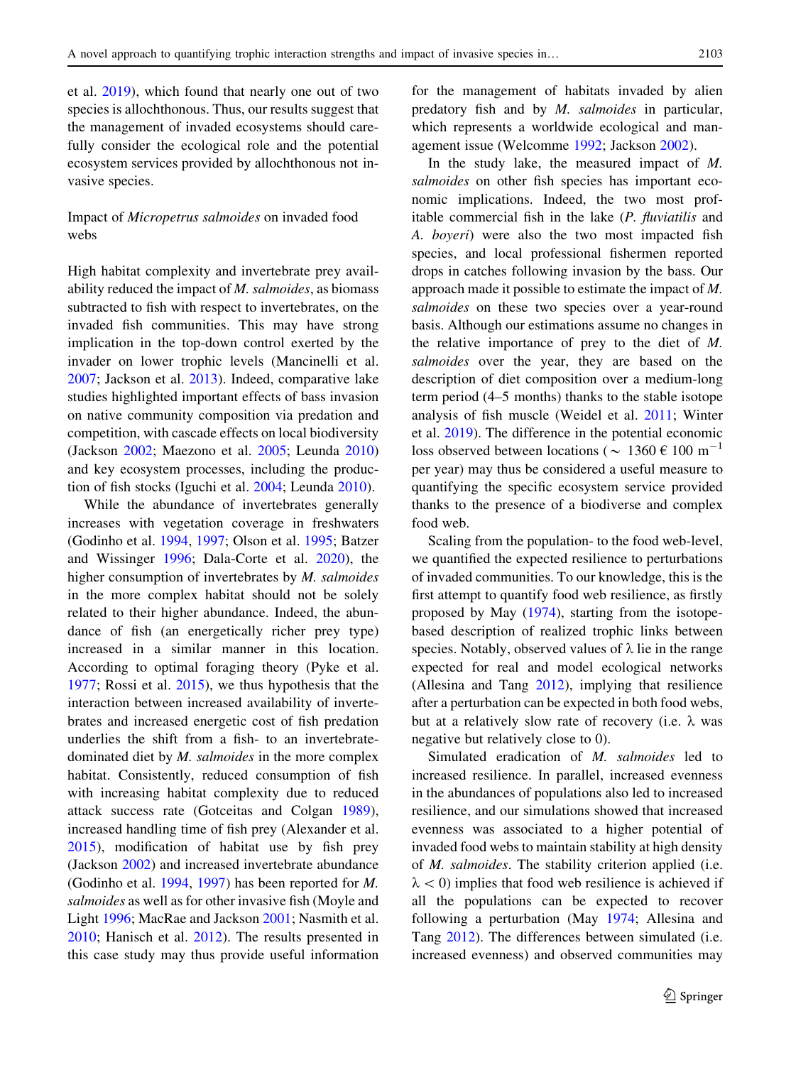et al. 2019), which found that nearly one out of two species is allochthonous. Thus, our results suggest that the management of invaded ecosystems should carefully consider the ecological role and the potential ecosystem services provided by allochthonous not invasive species.

## Impact of *Micropetrus salmoides* on invaded food webs

High habitat complexity and invertebrate prey availability reduced the impact of *M. salmoides*, as biomass subtracted to fish with respect to invertebrates, on the invaded fish communities. This may have strong implication in the top-down control exerted by the invader on lower trophic levels (Mancinelli et al. 2007; Jackson et al. 2013). Indeed, comparative lake studies highlighted important effects of bass invasion on native community composition via predation and competition, with cascade effects on local biodiversity (Jackson 2002; Maezono et al. 2005; Leunda 2010) and key ecosystem processes, including the production of fish stocks (Iguchi et al. 2004; Leunda 2010).

While the abundance of invertebrates generally increases with vegetation coverage in freshwaters (Godinho et al. 1994, 1997; Olson et al. 1995; Batzer and Wissinger 1996; Dala-Corte et al. 2020), the higher consumption of invertebrates by *M. salmoides* in the more complex habitat should not be solely related to their higher abundance. Indeed, the abundance of fish (an energetically richer prey type) increased in a similar manner in this location. According to optimal foraging theory (Pyke et al. 1977; Rossi et al. 2015), we thus hypothesis that the interaction between increased availability of invertebrates and increased energetic cost of fish predation underlies the shift from a fish- to an invertebrate-dominated diet by *M. salmoides* in the more complex habitat. Consistently, reduced consumption of fish with increasing habitat complexity due to reduced attack success rate (Gotceitas and Colgan 1989), increased handling time of fish prey (Alexander et al. 2015), modification of habitat use by fish prey (Jackson 2002) and increased invertebrate abundance (Godinho et al. 1994, 1997) has been reported for *M. salmoides* as well as for other invasive fish (Moyle and Light 1996; MacRae and Jackson 2001; Nasmith et al. 2010; Hanisch et al. 2012). The results presented in this case study may thus provide useful information for the management of habitats invaded by alien predatory fish and by *M. salmoides* in particular, which represents a worldwide ecological and management issue (Welcomme 1992; Jackson 2002).

In the study lake, the measured impact of *M. salmoides* on other fish species has important economic implications. Indeed, the two most profitable commercial fish in the lake (*P. fluviatilis* and *A. boyeri*) were also the two most impacted fish species, and local professional fishermen reported drops in catches following invasion by the bass. Our approach made it possible to estimate the impact of *M. salmoides* on these two species over a year-round basis. Although our estimations assume no changes in the relative importance of prey to the diet of *M. salmoides* over the year, they are based on the description of diet composition over a medium-long term period (4–5 months) thanks to the stable isotope analysis of fish muscle (Weidel et al. 2011; Winter et al. 2019). The difference in the potential economic loss observed between locations ($\sim$ 1360 € 100 $m^{-1}$ per year) may thus be considered a useful measure to quantifying the specific ecosystem service provided thanks to the presence of a biodiverse and complex food web.

Scaling from the population- to the food web-level, we quantified the expected resilience to perturbations of invaded communities. To our knowledge, this is the first attempt to quantify food web resilience, as firstly proposed by May (1974), starting from the isotope-based description of realized trophic links between species. Notably, observed values of $\lambda$ lie in the range expected for real and model ecological networks (Allesina and Tang 2012), implying that resilience after a perturbation can be expected in both food webs, but at a relatively slow rate of recovery (i.e. $\lambda$ was negative but relatively close to 0).

Simulated eradication of *M. salmoides* led to increased resilience. In parallel, increased evenness in the abundances of populations also led to increased resilience, and our simulations showed that increased evenness was associated to a higher potential of invaded food webs to maintain stability at high density of *M. salmoides*. The stability criterion applied (i.e. $\lambda < 0$) implies that food web resilience is achieved if all the populations can be expected to recover following a perturbation (May 1974; Allesina and Tang 2012). The differences between simulated (i.e. increased evenness) and observed communities may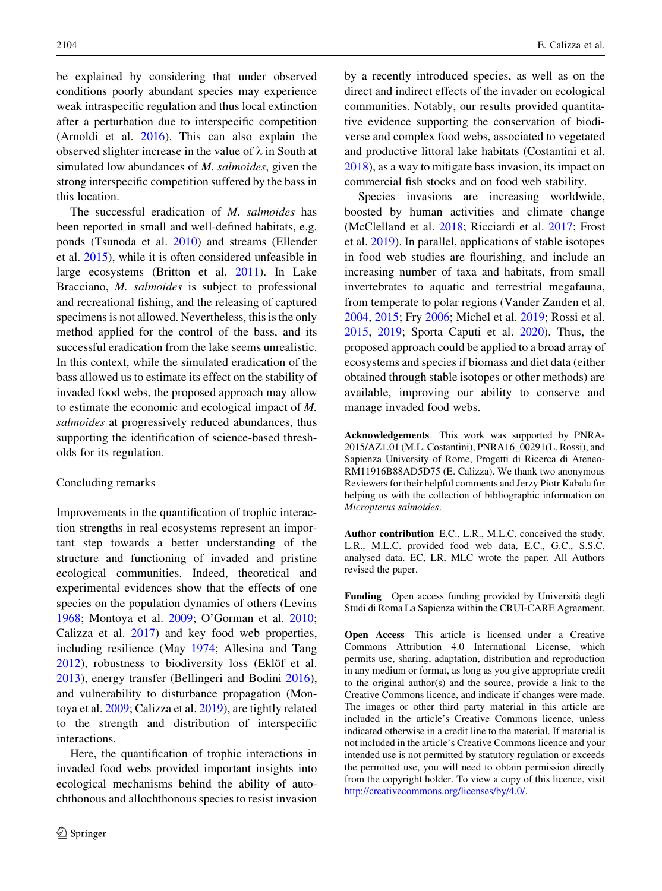be explained by considering that under observed conditions poorly abundant species may experience weak intraspecific regulation and thus local extinction after a perturbation due to interspecific competition (Arnoldi et al. 2016). This can also explain the observed slighter increase in the value of $\lambda$ in South at simulated low abundances of *M. salmoides*, given the strong interspecific competition suffered by the bass in this location.

The successful eradication of *M. salmoides* has been reported in small and well-defined habitats, e.g. ponds (Tsunoda et al. 2010) and streams (Ellender et al. 2015), while it is often considered unfeasible in large ecosystems (Britton et al. 2011). In Lake Bracciano, *M. salmoides* is subject to professional and recreational fishing, and the releasing of captured specimens is not allowed. Nevertheless, this is the only method applied for the control of the bass, and its successful eradication from the lake seems unrealistic. In this context, while the simulated eradication of the bass allowed us to estimate its effect on the stability of invaded food webs, the proposed approach may allow to estimate the economic and ecological impact of *M. salmoides* at progressively reduced abundances, thus supporting the identification of science-based thresholds for its regulation.

## Concluding remarks

Improvements in the quantification of trophic interaction strengths in real ecosystems represent an important step towards a better understanding of the structure and functioning of invaded and pristine ecological communities. Indeed, theoretical and experimental evidences show that the effects of one species on the population dynamics of others (Levins 1968; Montoya et al. 2009; O'Gorman et al. 2010; Calizza et al. 2017) and key food web properties, including resilience (May 1974; Allesina and Tang 2012), robustness to biodiversity loss (Eklöf et al. 2013), energy transfer (Bellingeri and Bodini 2016), and vulnerability to disturbance propagation (Montoya et al. 2009; Calizza et al. 2019), are tightly related to the strength and distribution of interspecific interactions.

Here, the quantification of trophic interactions in invaded food webs provided important insights into ecological mechanisms behind the ability of autochthonous and allochthonous species to resist invasion by a recently introduced species, as well as on the direct and indirect effects of the invader on ecological communities. Notably, our results provided quantitative evidence supporting the conservation of biodiverse and complex food webs, associated to vegetated and productive littoral lake habitats (Costantini et al. 2018), as a way to mitigate bass invasion, its impact on commercial fish stocks and on food web stability.

Species invasions are increasing worldwide, boosted by human activities and climate change (McClelland et al. 2018; Ricciardi et al. 2017; Frost et al. 2019). In parallel, applications of stable isotopes in food web studies are flourishing, and include an increasing number of taxa and habitats, from small invertebrates to aquatic and terrestrial megafauna, from temperate to polar regions (Vander Zanden et al. 2004, 2015; Fry 2006; Michel et al. 2019; Rossi et al. 2015, 2019; Sporta Caputi et al. 2020). Thus, the proposed approach could be applied to a broad array of ecosystems and species if biomass and diet data (either obtained through stable isotopes or other methods) are available, improving our ability to conserve and manage invaded food webs.

**Acknowledgements** This work was supported by PNRA-2015/AZ1.01 (M.L. Costantini), PNRA16_00291(L. Rossi), and Sapienza University of Rome, Progetti di Ricerca di Ateneo-RM11916B88AD5D75 (E. Calizza). We thank two anonymous Reviewers for their helpful comments and Jerzy Piotr Kabala for helping us with the collection of bibliographic information on *Micropterus salmoides*.

**Author contribution** E.C., L.R., M.L.C. conceived the study. L.R., M.L.C. provided food web data, E.C., G.C., S.S.C. analysed data. EC, LR, MLC wrote the paper. All Authors revised the paper.

**Funding** Open access funding provided by Università degli Studi di Roma La Sapienza within the CRUI-CARE Agreement.

**Open Access** This article is licensed under a Creative Commons Attribution 4.0 International License, which permits use, sharing, adaptation, distribution and reproduction in any medium or format, as long as you give appropriate credit to the original author(s) and the source, provide a link to the Creative Commons licence, and indicate if changes were made. The images or other third party material in this article are included in the article's Creative Commons licence, unless indicated otherwise in a credit line to the material. If material is not included in the article's Creative Commons licence and your intended use is not permitted by statutory regulation or exceeds the permitted use, you will need to obtain permission directly from the copyright holder. To view a copy of this licence, visit http://creativecommons.org/licenses/by/4.0/.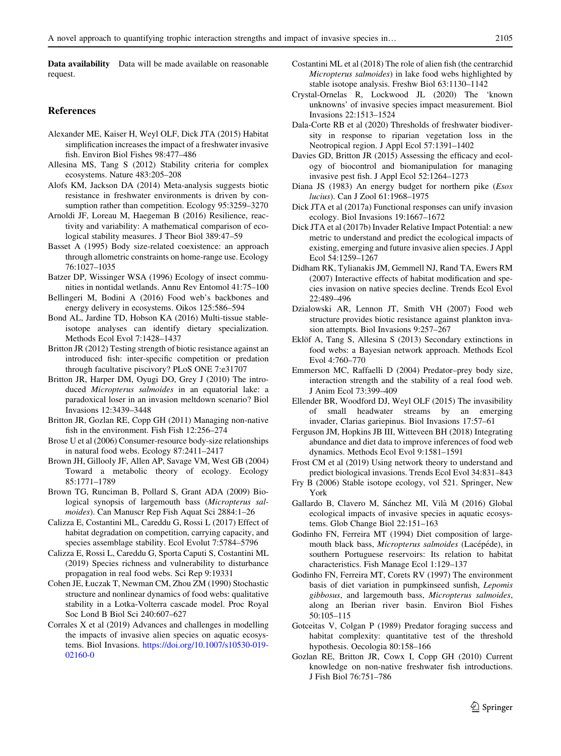**Data availability** Data will be made available on reasonable request.

## References

Alexander ME, Kaiser H, Weyl OLF, Dick JTA (2015) Habitat simplification increases the impact of a freshwater invasive fish. Environ Biol Fishes 98:477–486

Allesina MS, Tang S (2012) Stability criteria for complex ecosystems. Nature 483:205–208

Alofs KM, Jackson DA (2014) Meta-analysis suggests biotic resistance in freshwater environments is driven by consumption rather than competition. Ecology 95:3259–3270

Arnoldi JF, Loreau M, Haegeman B (2016) Resilience, reactivity and variability: A mathematical comparison of ecological stability measures. J Theor Biol 389:47–59

Basset A (1995) Body size-related coexistence: an approach through allometric constraints on home-range use. Ecology 76:1027–1035

Batzer DP, Wissinger WSA (1996) Ecology of insect communities in nontidal wetlands. Annu Rev Entomol 41:75–100

Bellingeri M, Bodini A (2016) Food web's backbones and energy delivery in ecosystems. Oikos 125:586–594

Bond AL, Jardine TD, Hobson KA (2016) Multi-tissue stable-isotope analyses can identify dietary specialization. Methods Ecol Evol 7:1428–1437

Britton JR (2012) Testing strength of biotic resistance against an introduced fish: inter-specific competition or predation through facultative piscivory? PLoS ONE 7:e31707

Britton JR, Harper DM, Oyugi DO, Grey J (2010) The introduced *Micropterus salmoides* in an equatorial lake: a paradoxical loser in an invasion meltdown scenario? Biol Invasions 12:3439–3448

Britton JR, Gozlan RE, Copp GH (2011) Managing non-native fish in the environment. Fish Fish 12:256–274

Brose U et al (2006) Consumer-resource body-size relationships in natural food webs. Ecology 87:2411–2417

Brown JH, Gillooly JF, Allen AP, Savage VM, West GB (2004) Toward a metabolic theory of ecology. Ecology 85:1771–1789

Brown TG, Runciman B, Pollard S, Grant ADA (2009) Biological synopsis of largemouth bass (*Micropterus salmoides*). Can Manuscr Rep Fish Aquat Sci 2884:1–26

Calizza E, Costantini ML, Careddu G, Rossi L (2017) Effect of habitat degradation on competition, carrying capacity, and species assemblage stability. Ecol Evolut 7:5784–5796

Calizza E, Rossi L, Careddu G, Sporta Caputi S, Costantini ML (2019) Species richness and vulnerability to disturbance propagation in real food webs. Sci Rep 9:19331

Cohen JE, Łuczak T, Newman CM, Zhou ZM (1990) Stochastic structure and nonlinear dynamics of food webs: qualitative stability in a Lotka-Volterra cascade model. Proc Royal Soc Lond B Biol Sci 240:607–627

Corrales X et al (2019) Advances and challenges in modelling the impacts of invasive alien species on aquatic ecosystems. Biol Invasions. https://doi.org/10.1007/s10530-019-02160-0

Costantini ML et al (2018) The role of alien fish (the centrarchid *Micropterus salmoides*) in lake food webs highlighted by stable isotope analysis. Freshw Biol 63:1130–1142

Crystal-Ornelas R, Lockwood JL (2020) The 'known unknowns' of invasive species impact measurement. Biol Invasions 22:1513–1524

Dala-Corte RB et al (2020) Thresholds of freshwater biodiversity in response to riparian vegetation loss in the Neotropical region. J Appl Ecol 57:1391–1402

Davies GD, Britton JR (2015) Assessing the efficacy and ecology of biocontrol and biomanipulation for managing invasive pest fish. J Appl Ecol 52:1264–1273

Diana JS (1983) An energy budget for northern pike (*Esox lucius*). Can J Zool 61:1968–1975

Dick JTA et al (2017a) Functional responses can unify invasion ecology. Biol Invasions 19:1667–1672

Dick JTA et al (2017b) Invader Relative Impact Potential: a new metric to understand and predict the ecological impacts of existing, emerging and future invasive alien species. J Appl Ecol 54:1259–1267

Didham RK, Tylianakis JM, Gemmell NJ, Rand TA, Ewers RM (2007) Interactive effects of habitat modification and species invasion on native species decline. Trends Ecol Evol 22:489–496

Dzialowski AR, Lennon JT, Smith VH (2007) Food web structure provides biotic resistance against plankton invasion attempts. Biol Invasions 9:257–267

Eklöf A, Tang S, Allesina S (2013) Secondary extinctions in food webs: a Bayesian network approach. Methods Ecol Evol 4:760–770

Emmerson MC, Raffaelli D (2004) Predator–prey body size, interaction strength and the stability of a real food web. J Anim Ecol 73:399–409

Ellender BR, Woodford DJ, Weyl OLF (2015) The invasibility of small headwater streams by an emerging invader, Clarias gariepinus. Biol Invasions 17:57–61

Ferguson JM, Hopkins JB III, Witteveen BH (2018) Integrating abundance and diet data to improve inferences of food web dynamics. Methods Ecol Evol 9:1581–1591

Frost CM et al (2019) Using network theory to understand and predict biological invasions. Trends Ecol Evol 34:831–843

Fry B (2006) Stable isotope ecology, vol 521. Springer, New York

Gallardo B, Clavero M, Sánchez MI, Vilà M (2016) Global ecological impacts of invasive species in aquatic ecosystems. Glob Change Biol 22:151–163

Godinho FN, Ferreira MT (1994) Diet composition of largemouth black bass, *Micropterus salmoides* (Lacépéde), in southern Portuguese reservoirs: Its relation to habitat characteristics. Fish Manage Ecol 1:129–137

Godinho FN, Ferreira MT, Corets RV (1997) The environment basis of diet variation in pumpkinseed sunfish, *Lepomis gibbosus*, and largemouth bass, *Micropterus salmoides*, along an Iberian river basin. Environ Biol Fishes 50:105–115

Gotceitas V, Colgan P (1989) Predator foraging success and habitat complexity: quantitative test of the threshold hypothesis. Oecologia 80:158–166

Gozlan RE, Britton JR, Cowx I, Copp GH (2010) Current knowledge on non-native freshwater fish introductions. J Fish Biol 76:751–786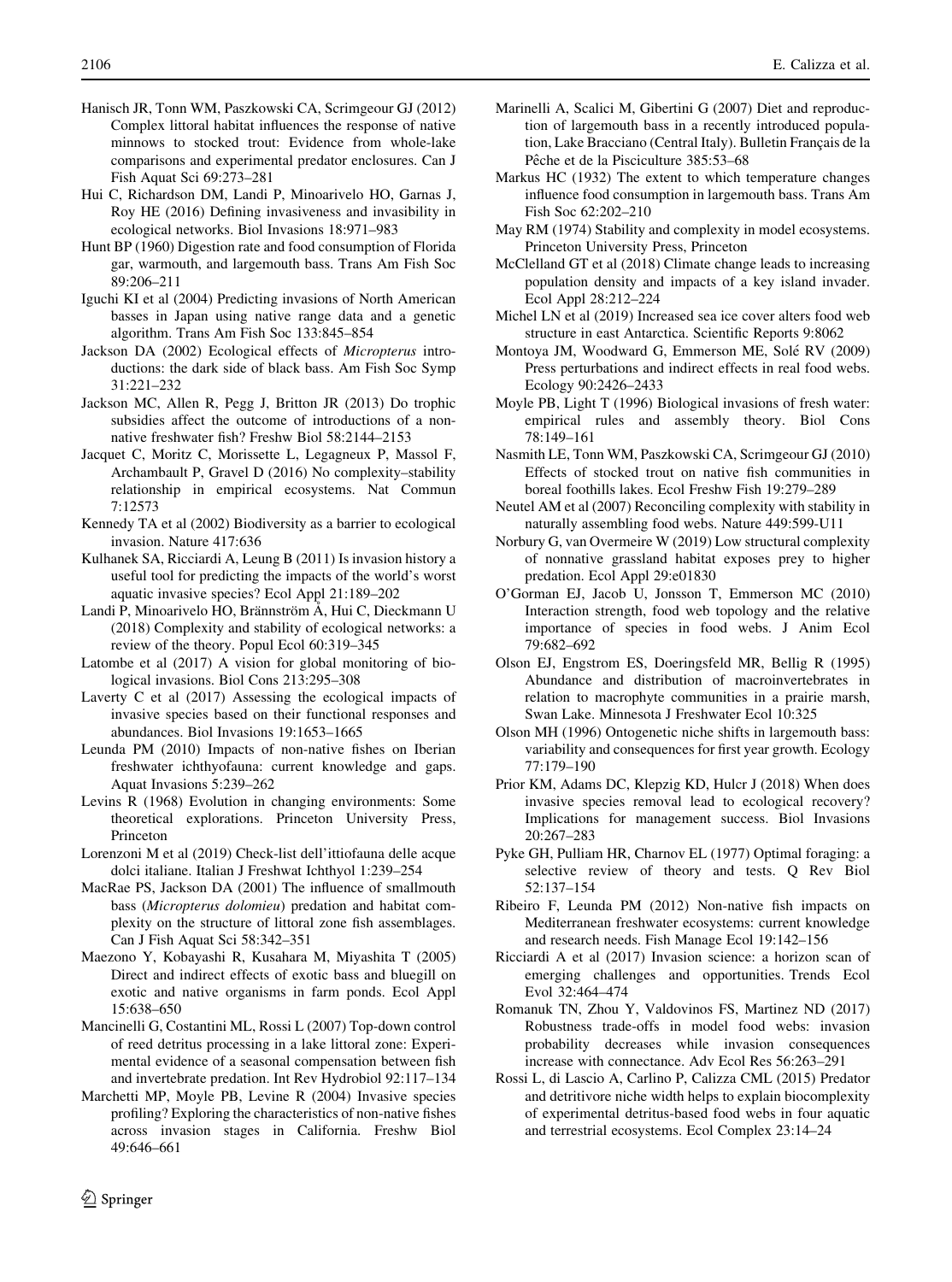Hanisch JR, Tonn WM, Paszkowski CA, Scrimgeour GJ (2012) Complex littoral habitat influences the response of native minnows to stocked trout: Evidence from whole-lake comparisons and experimental predator enclosures. Can J Fish Aquat Sci 69:273–281

Hui C, Richardson DM, Landi P, Minoarivelo HO, Garnas J, Roy HE (2016) Defining invasiveness and invasibility in ecological networks. Biol Invasions 18:971–983

Hunt BP (1960) Digestion rate and food consumption of Florida gar, warmouth, and largemouth bass. Trans Am Fish Soc 89:206–211

Iguchi KI et al (2004) Predicting invasions of North American basses in Japan using native range data and a genetic algorithm. Trans Am Fish Soc 133:845–854

Jackson DA (2002) Ecological effects of *Micropterus* introductions: the dark side of black bass. Am Fish Soc Symp 31:221–232

Jackson MC, Allen R, Pegg J, Britton JR (2013) Do trophic subsidies affect the outcome of introductions of a non-native freshwater fish? Freshw Biol 58:2144–2153

Jacquet C, Moritz C, Morissette L, Legagneux P, Massol F, Archambault P, Gravel D (2016) No complexity–stability relationship in empirical ecosystems. Nat Commun 7:12573

Kennedy TA et al (2002) Biodiversity as a barrier to ecological invasion. Nature 417:636

Kulhanek SA, Ricciardi A, Leung B (2011) Is invasion history a useful tool for predicting the impacts of the world's worst aquatic invasive species? Ecol Appl 21:189–202

Landi P, Minoarivelo HO, Brännström Å, Hui C, Dieckmann U (2018) Complexity and stability of ecological networks: a review of the theory. Popul Ecol 60:319–345

Latombe et al (2017) A vision for global monitoring of biological invasions. Biol Cons 213:295–308

Laverty C et al (2017) Assessing the ecological impacts of invasive species based on their functional responses and abundances. Biol Invasions 19:1653–1665

Leunda PM (2010) Impacts of non-native fishes on Iberian freshwater ichthyofauna: current knowledge and gaps. Aquat Invasions 5:239–262

Levins R (1968) Evolution in changing environments: Some theoretical explorations. Princeton University Press, Princeton

Lorenzoni M et al (2019) Check-list dell'ittiofauna delle acque dolci italiane. Italian J Freshwat Ichthyol 1:239–254

MacRae PS, Jackson DA (2001) The influence of smallmouth bass (*Micropterus dolomieu*) predation and habitat complexity on the structure of littoral zone fish assemblages. Can J Fish Aquat Sci 58:342–351

Maezono Y, Kobayashi R, Kusahara M, Miyashita T (2005) Direct and indirect effects of exotic bass and bluegill on exotic and native organisms in farm ponds. Ecol Appl 15:638–650

Mancinelli G, Costantini ML, Rossi L (2007) Top-down control of reed detritus processing in a lake littoral zone: Experimental evidence of a seasonal compensation between fish and invertebrate predation. Int Rev Hydrobiol 92:117–134

Marchetti MP, Moyle PB, Levine R (2004) Invasive species profiling? Exploring the characteristics of non-native fishes across invasion stages in California. Freshw Biol 49:646–661

Marinelli A, Scalici M, Gibertini G (2007) Diet and reproduction of largemouth bass in a recently introduced population, Lake Bracciano (Central Italy). Bulletin Français de la Pêche et de la Pisciculture 385:53–68

Markus HC (1932) The extent to which temperature changes influence food consumption in largemouth bass. Trans Am Fish Soc 62:202–210

May RM (1974) Stability and complexity in model ecosystems. Princeton University Press, Princeton

McClelland GT et al (2018) Climate change leads to increasing population density and impacts of a key island invader. Ecol Appl 28:212–224

Michel LN et al (2019) Increased sea ice cover alters food web structure in east Antarctica. Scientific Reports 9:8062

Montoya JM, Woodward G, Emmerson ME, Solé RV (2009) Press perturbations and indirect effects in real food webs. Ecology 90:2426–2433

Moyle PB, Light T (1996) Biological invasions of fresh water: empirical rules and assembly theory. Biol Cons 78:149–161

Nasmith LE, Tonn WM, Paszkowski CA, Scrimgeour GJ (2010) Effects of stocked trout on native fish communities in boreal foothills lakes. Ecol Freshw Fish 19:279–289

Neutel AM et al (2007) Reconciling complexity with stability in naturally assembling food webs. Nature 449:599-U11

Norbury G, van Overmeire W (2019) Low structural complexity of nonnative grassland habitat exposes prey to higher predation. Ecol Appl 29:e01830

O'Gorman EJ, Jacob U, Jonsson T, Emmerson MC (2010) Interaction strength, food web topology and the relative importance of species in food webs. J Anim Ecol 79:682–692

Olson EJ, Engstrom ES, Doeringsfeld MR, Bellig R (1995) Abundance and distribution of macroinvertebrates in relation to macrophyte communities in a prairie marsh, Swan Lake. Minnesota J Freshwater Ecol 10:325

Olson MH (1996) Ontogenetic niche shifts in largemouth bass: variability and consequences for first year growth. Ecology 77:179–190

Prior KM, Adams DC, Klepzig KD, Hulcr J (2018) When does invasive species removal lead to ecological recovery? Implications for management success. Biol Invasions 20:267–283

Pyke GH, Pulliam HR, Charnov EL (1977) Optimal foraging: a selective review of theory and tests. Q Rev Biol 52:137–154

Ribeiro F, Leunda PM (2012) Non-native fish impacts on Mediterranean freshwater ecosystems: current knowledge and research needs. Fish Manage Ecol 19:142–156

Ricciardi A et al (2017) Invasion science: a horizon scan of emerging challenges and opportunities. Trends Ecol Evol 32:464–474

Romanuk TN, Zhou Y, Valdovinos FS, Martinez ND (2017) Robustness trade-offs in model food webs: invasion probability decreases while invasion consequences increase with connectance. Adv Ecol Res 56:263–291

Rossi L, di Lascio A, Carlino P, Calizza CML (2015) Predator and detritivore niche width helps to explain biocomplexity of experimental detritus-based food webs in four aquatic and terrestrial ecosystems. Ecol Complex 23:14–24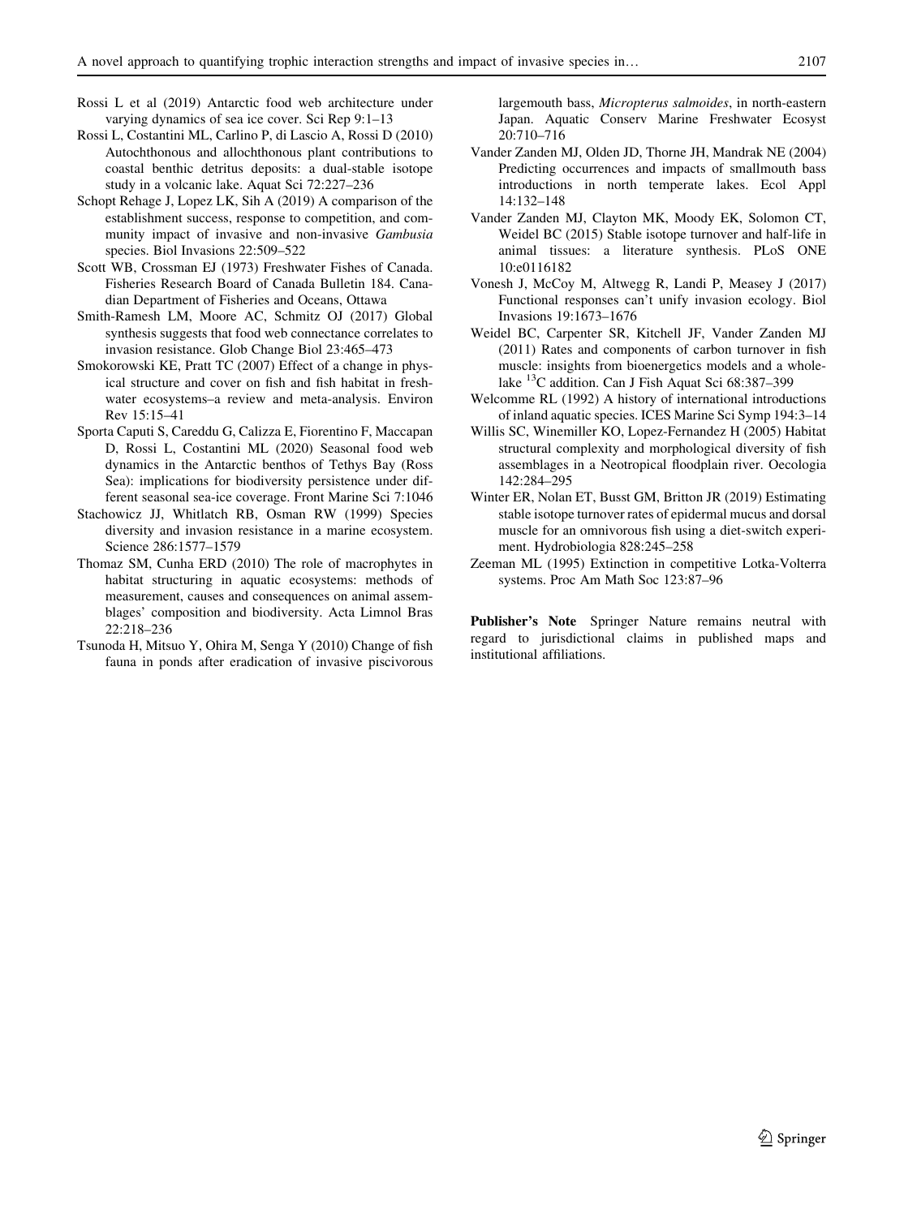Rossi L et al (2019) Antarctic food web architecture under varying dynamics of sea ice cover. Sci Rep 9:1–13

Rossi L, Costantini ML, Carlino P, di Lascio A, Rossi D (2010) Autochthonous and allochthonous plant contributions to coastal benthic detritus deposits: a dual-stable isotope study in a volcanic lake. Aquat Sci 72:227–236

Schopt Rehage J, Lopez LK, Sih A (2019) A comparison of the establishment success, response to competition, and community impact of invasive and non-invasive *Gambusia* species. Biol Invasions 22:509–522

Scott WB, Crossman EJ (1973) Freshwater Fishes of Canada. Fisheries Research Board of Canada Bulletin 184. Canadian Department of Fisheries and Oceans, Ottawa

Smith-Ramesh LM, Moore AC, Schmitz OJ (2017) Global synthesis suggests that food web connectance correlates to invasion resistance. Glob Change Biol 23:465–473

Smokorowski KE, Pratt TC (2007) Effect of a change in physical structure and cover on fish and fish habitat in freshwater ecosystems–a review and meta-analysis. Environ Rev 15:15–41

Sporta Caputi S, Careddu G, Calizza E, Fiorentino F, Maccapan D, Rossi L, Costantini ML (2020) Seasonal food web dynamics in the Antarctic benthos of Tethys Bay (Ross Sea): implications for biodiversity persistence under different seasonal sea-ice coverage. Front Marine Sci 7:1046

Stachowicz JJ, Whitlatch RB, Osman RW (1999) Species diversity and invasion resistance in a marine ecosystem. Science 286:1577–1579

Thomaz SM, Cunha ERD (2010) The role of macrophytes in habitat structuring in aquatic ecosystems: methods of measurement, causes and consequences on animal assemblages' composition and biodiversity. Acta Limnol Bras 22:218–236

Tsunoda H, Mitsuo Y, Ohira M, Senga Y (2010) Change of fish fauna in ponds after eradication of invasive piscivorous largemouth bass, *Micropterus salmoides*, in north-eastern Japan. Aquatic Conserv Marine Freshwater Ecosyst 20:710–716

Vander Zanden MJ, Olden JD, Thorne JH, Mandrak NE (2004) Predicting occurrences and impacts of smallmouth bass introductions in north temperate lakes. Ecol Appl 14:132–148

Vander Zanden MJ, Clayton MK, Moody EK, Solomon CT, Weidel BC (2015) Stable isotope turnover and half-life in animal tissues: a literature synthesis. PLoS ONE 10:e0116182

Vonesh J, McCoy M, Altwegg R, Landi P, Measey J (2017) Functional responses can't unify invasion ecology. Biol Invasions 19:1673–1676

Weidel BC, Carpenter SR, Kitchell JF, Vander Zanden MJ (2011) Rates and components of carbon turnover in fish muscle: insights from bioenergetics models and a whole-lake $^{13}C$ addition. Can J Fish Aquat Sci 68:387–399

Welcomme RL (1992) A history of international introductions of inland aquatic species. ICES Marine Sci Symp 194:3–14

Willis SC, Winemiller KO, Lopez-Fernandez H (2005) Habitat structural complexity and morphological diversity of fish assemblages in a Neotropical floodplain river. Oecologia 142:284–295

Winter ER, Nolan ET, Busst GM, Britton JR (2019) Estimating stable isotope turnover rates of epidermal mucus and dorsal muscle for an omnivorous fish using a diet-switch experiment. Hydrobiologia 828:245–258

Zeeman ML (1995) Extinction in competitive Lotka-Volterra systems. Proc Am Math Soc 123:87–96

**Publisher's Note** Springer Nature remains neutral with regard to jurisdictional claims in published maps and institutional affiliations.